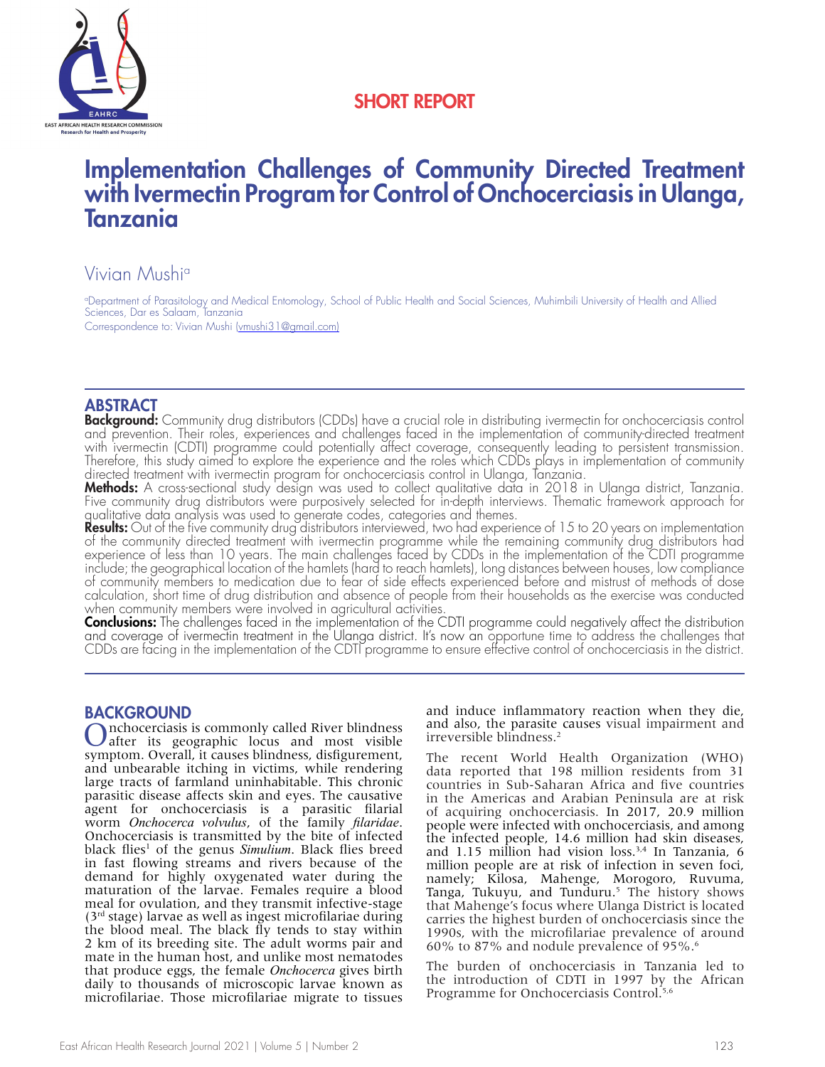SHORT REPORT

# Implementation Challenges of Community Directed Treatment with Ivermectin Program for Control of Onchocerciasis in Ulanga, Tanzania

Vivian Mushi[a]

[a]Department of Parasitology and Medical Entomology, School of Public Health and Social Sciences, Muhimbili University of Health and Allied Sciences, Dar es Salaam, Tanzania

Correspondence to: Vivian Mushi (vmushi31@gmail.com)

## ABSTRACT

**Background:** Community drug distributors (CDDs) have a crucial role in distributing ivermectin for onchocerciasis control and prevention. Their roles, experiences and challenges faced in the implementation of community-directed treatment with ivermectin (CDTI) programme could potentially affect coverage, consequently leading to persistent transmission. Therefore, this study aimed to explore the experience and the roles which CDDs plays in implementation of community directed treatment with ivermectin program for onchocerciasis control in Ulanga, Tanzania.

**Methods:** A cross-sectional study design was used to collect qualitative data in 2018 in Ulanga district, Tanzania. Five community drug distributors were purposively selected for in-depth interviews. Thematic framework approach for qualitative data analysis was used to generate codes, categories and themes.

**Results:** Out of the five community drug distributors interviewed, two had experience of 15 to 20 years on implementation of the community directed treatment with ivermectin programme while the remaining community drug distributors had experience of less than 10 years. The main challenges faced by CDDs in the implementation of the CDTI programme include; the geographical location of the hamlets (hard to reach hamlets), long distances between houses, low compliance of community members to medication due to fear of side effects experienced before and mistrust of methods of dose calculation, short time of drug distribution and absence of people from their households as the exercise was conducted when community members were involved in agricultural activities.

**Conclusions:** The challenges faced in the implementation of the CDTI programme could negatively affect the distribution and coverage of ivermectin treatment in the Ulanga district. It's now an opportune time to address the challenges that CDDs are facing in the implementation of the CDTI programme to ensure effective control of onchocerciasis in the district.

## BACKGROUND

Onchocerciasis is commonly called River blindness after its geographic locus and most visible symptom. Overall, it causes blindness, disfigurement, and unbearable itching in victims, while rendering large tracts of farmland uninhabitable. This chronic parasitic disease affects skin and eyes. The causative agent for onchocerciasis is a parasitic filarial worm *Onchocerca volvulus*, of the family *filaridae*. Onchocerciasis is transmitted by the bite of infected black flies[1] of the genus *Simulium*. Black flies breed in fast flowing streams and rivers because of the demand for highly oxygenated water during the maturation of the larvae. Females require a blood meal for ovulation, and they transmit infective-stage (3rd stage) larvae as well as ingest microfilariae during the blood meal. The black fly tends to stay within 2 km of its breeding site. The adult worms pair and mate in the human host, and unlike most nematodes that produce eggs, the female *Onchocerca* gives birth daily to thousands of microscopic larvae known as microfilariae. Those microfilariae migrate to tissues and induce inflammatory reaction when they die, and also, the parasite causes visual impairment and irreversible blindness.[2]

The recent World Health Organization (WHO) data reported that 198 million residents from 31 countries in Sub-Saharan Africa and five countries in the Americas and Arabian Peninsula are at risk of acquiring onchocerciasis. In 2017, 20.9 million people were infected with onchocerciasis, and among the infected people, 14.6 million had skin diseases, and 1.15 million had vision loss.[3,4] In Tanzania, 6 million people are at risk of infection in seven foci, namely; Kilosa, Mahenge, Morogoro, Ruvuma, Tanga, Tukuyu, and Tunduru.[5] The history shows that Mahenge's focus where Ulanga District is located carries the highest burden of onchocerciasis since the 1990s, with the microfilariae prevalence of around 60% to 87% and nodule prevalence of 95%.[6]

The burden of onchocerciasis in Tanzania led to the introduction of CDTI in 1997 by the African Programme for Onchocerciasis Control.[5,6]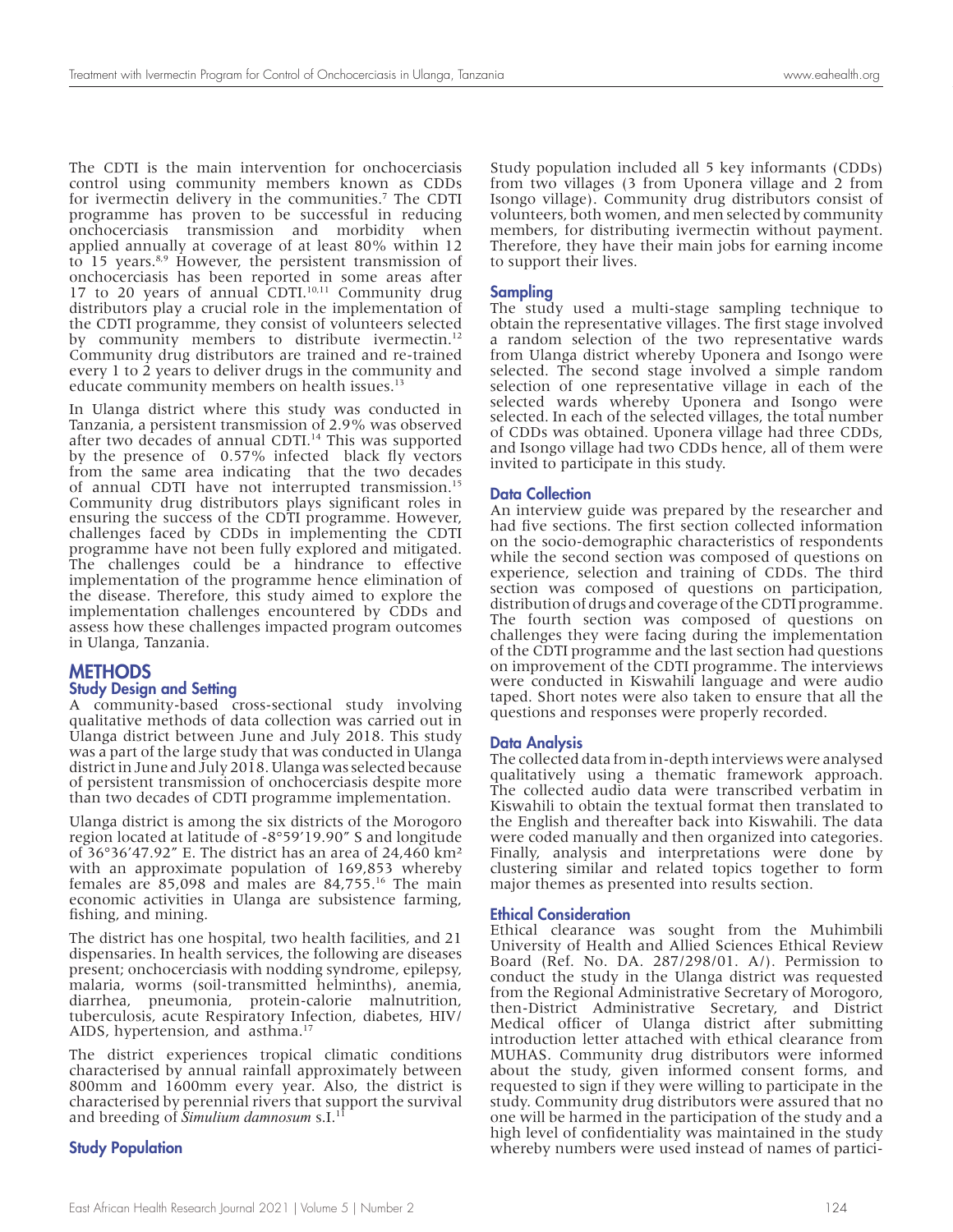The CDTI is the main intervention for onchocerciasis control using community members known as CDDs for ivermectin delivery in the communities.[7] The CDTI programme has proven to be successful in reducing onchocerciasis transmission and morbidity when applied annually at coverage of at least 80% within 12 to 15 years.[8,9] However, the persistent transmission of onchocerciasis has been reported in some areas after 17 to 20 years of annual CDTI.[10,11] Community drug distributors play a crucial role in the implementation of the CDTI programme, they consist of volunteers selected by community members to distribute ivermectin.[12] Community drug distributors are trained and re-trained every 1 to 2 years to deliver drugs in the community and educate community members on health issues.[13]

In Ulanga district where this study was conducted in Tanzania, a persistent transmission of 2.9% was observed after two decades of annual CDTI.[14] This was supported by the presence of 0.57% infected black fly vectors from the same area indicating that the two decades of annual CDTI have not interrupted transmission.[15] Community drug distributors plays significant roles in ensuring the success of the CDTI programme. However, challenges faced by CDDs in implementing the CDTI programme have not been fully explored and mitigated. The challenges could be a hindrance to effective implementation of the programme hence elimination of the disease. Therefore, this study aimed to explore the implementation challenges encountered by CDDs and assess how these challenges impacted program outcomes in Ulanga, Tanzania.

# METHODS

## Study Design and Setting

A community-based cross-sectional study involving qualitative methods of data collection was carried out in Ulanga district between June and July 2018. This study was a part of the large study that was conducted in Ulanga district in June and July 2018. Ulanga was selected because of persistent transmission of onchocerciasis despite more than two decades of CDTI programme implementation.

Ulanga district is among the six districts of the Morogoro region located at latitude of -8°59′19.90″ S and longitude of 36°36′47.92″ E. The district has an area of 24,460 km² with an approximate population of 169,853 whereby females are 85,098 and males are 84,755.[16] The main economic activities in Ulanga are subsistence farming, fishing, and mining.

The district has one hospital, two health facilities, and 21 dispensaries. In health services, the following are diseases present; onchocerciasis with nodding syndrome, epilepsy, malaria, worms (soil-transmitted helminths), anemia, diarrhea, pneumonia, protein-calorie malnutrition, tuberculosis, acute Respiratory Infection, diabetes, HIV/AIDS, hypertension, and asthma.[17]

The district experiences tropical climatic conditions characterised by annual rainfall approximately between 800mm and 1600mm every year. Also, the district is characterised by perennial rivers that support the survival and breeding of *Simulium damnosum* s.I.[11]

## Study Population

Study population included all 5 key informants (CDDs) from two villages (3 from Uponera village and 2 from Isongo village). Community drug distributors consist of volunteers, both women, and men selected by community members, for distributing ivermectin without payment. Therefore, they have their main jobs for earning income to support their lives.

## Sampling

The study used a multi-stage sampling technique to obtain the representative villages. The first stage involved a random selection of the two representative wards from Ulanga district whereby Uponera and Isongo were selected. The second stage involved a simple random selection of one representative village in each of the selected wards whereby Uponera and Isongo were selected. In each of the selected villages, the total number of CDDs was obtained. Uponera village had three CDDs, and Isongo village had two CDDs hence, all of them were invited to participate in this study.

## Data Collection

An interview guide was prepared by the researcher and had five sections. The first section collected information on the socio-demographic characteristics of respondents while the second section was composed of questions on experience, selection and training of CDDs. The third section was composed of questions on participation, distribution of drugs and coverage of the CDTI programme. The fourth section was composed of questions on challenges they were facing during the implementation of the CDTI programme and the last section had questions on improvement of the CDTI programme. The interviews were conducted in Kiswahili language and were audio taped. Short notes were also taken to ensure that all the questions and responses were properly recorded.

## Data Analysis

The collected data from in-depth interviews were analysed qualitatively using a thematic framework approach. The collected audio data were transcribed verbatim in Kiswahili to obtain the textual format then translated to the English and thereafter back into Kiswahili. The data were coded manually and then organized into categories. Finally, analysis and interpretations were done by clustering similar and related topics together to form major themes as presented into results section.

## Ethical Consideration

Ethical clearance was sought from the Muhimbili University of Health and Allied Sciences Ethical Review Board (Ref. No. DA. 287/298/01. A/). Permission to conduct the study in the Ulanga district was requested from the Regional Administrative Secretary of Morogoro, then-District Administrative Secretary, and District Medical officer of Ulanga district after submitting introduction letter attached with ethical clearance from MUHAS. Community drug distributors were informed about the study, given informed consent forms, and requested to sign if they were willing to participate in the study. Community drug distributors were assured that no one will be harmed in the participation of the study and a high level of confidentiality was maintained in the study whereby numbers were used instead of names of partici-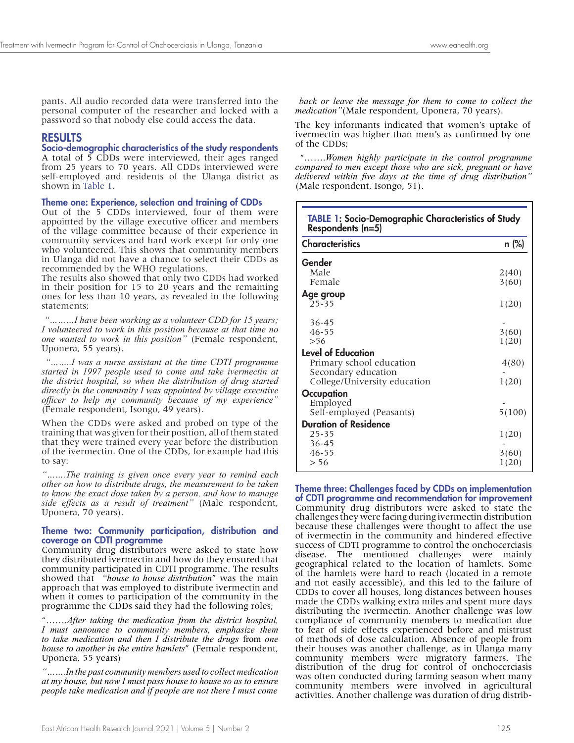pants. All audio recorded data were transferred into the personal computer of the researcher and locked with a password so that nobody else could access the data.

## RESULTS

### Socio-demographic characteristics of the study respondents

A total of 5 CDDs were interviewed, their ages ranged from 25 years to 70 years. All CDDs interviewed were self-employed and residents of the Ulanga district as shown in Table 1.

### Theme one: Experience, selection and training of CDDs

Out of the 5 CDDs interviewed, four of them were appointed by the village executive officer and members of the village committee because of their experience in community services and hard work except for only one who volunteered. This shows that community members in Ulanga did not have a chance to select their CDDs as recommended by the WHO regulations.

The results also showed that only two CDDs had worked in their position for 15 to 20 years and the remaining ones for less than 10 years, as revealed in the following statements;

*"………I have been working as a volunteer CDD for 15 years; I volunteered to work in this position because at that time no one wanted to work in this position"* (Female respondent, Uponera, 55 years).

*"……..I was a nurse assistant at the time CDTI programme started in 1997 people used to come and take ivermectin at the district hospital, so when the distribution of drug started directly in the community I was appointed by village executive officer to help my community because of my experience"* (Female respondent, Isongo, 49 years).

When the CDDs were asked and probed on type of the training that was given for their position, all of them stated that they were trained every year before the distribution of the ivermectin. One of the CDDs, for example had this to say:

*"…….The training is given once every year to remind each other on how to distribute drugs, the measurement to be taken to know the exact dose taken by a person, and how to manage side effects as a result of treatment"* (Male respondent, Uponera, 70 years).

### Theme two: Community participation, distribution and coverage on CDTI programme

Community drug distributors were asked to state how they distributed ivermectin and how do they ensured that community participated in CDTI programme. The results showed that *"house to house distribution"* was the main approach that was employed to distribute ivermectin and when it comes to participation of the community in the programme the CDDs said they had the following roles;

"…….*After taking the medication from the district hospital, I must announce to community members, emphasize them to take medication and then I distribute the drugs* from *one house to another in the entire hamlets*" (Female respondent, Uponera, 55 years)

*"…….In the past community members used to collect medication at my house, but now I must pass house to house so as to ensure people take medication and if people are not there I must come back or leave the message for them to come to collect the medication"*(Male respondent, Uponera, 70 years).

The key informants indicated that women's uptake of ivermectin was higher than men's as confirmed by one of the CDDs;

*"…….Women highly participate in the control programme compared to men except those who are sick, pregnant or have delivered within five days at the time of drug distribution"* (Male respondent, Isongo, 51).

**TABLE 1: Socio-Demographic Characteristics of Study Respondents (n=5)**

| Characteristics | n (%) |
|---|---|
| **Gender** | |
| Male | 2(40) |
| Female | 3(60) |
| **Age group** | |
| 25-35 | 1(20) |
| 36-45 | - |
| 46-55 | 3(60) |
| >56 | 1(20) |
| **Level of Education** | |
| Primary school education | 4(80) |
| Secondary education | - |
| College/University education | 1(20) |
| **Occupation** | |
| Employed | - |
| Self-employed (Peasants) | 5(100) |
| **Duration of Residence** | |
| 25-35 | 1(20) |
| 36-45 | - |
| 46-55 | 3(60) |
| > 56 | 1(20) |

### Theme three: Challenges faced by CDDs on implementation of CDTI programme and recommendation for improvement

Community drug distributors were asked to state the challenges they were facing during ivermectin distribution because these challenges were thought to affect the use of ivermectin in the community and hindered effective success of CDTI programme to control the onchocerciasis disease. The mentioned challenges were mainly geographical related to the location of hamlets. Some of the hamlets were hard to reach (located in a remote and not easily accessible), and this led to the failure of CDDs to cover all houses, long distances between houses made the CDDs walking extra miles and spent more days distributing the ivermectin. Another challenge was low compliance of community members to medication due to fear of side effects experienced before and mistrust of methods of dose calculation. Absence of people from their houses was another challenge, as in Ulanga many community members were migratory farmers. The distribution of the drug for control of onchocerciasis was often conducted during farming season when many community members were involved in agricultural activities. Another challenge was duration of drug distrib-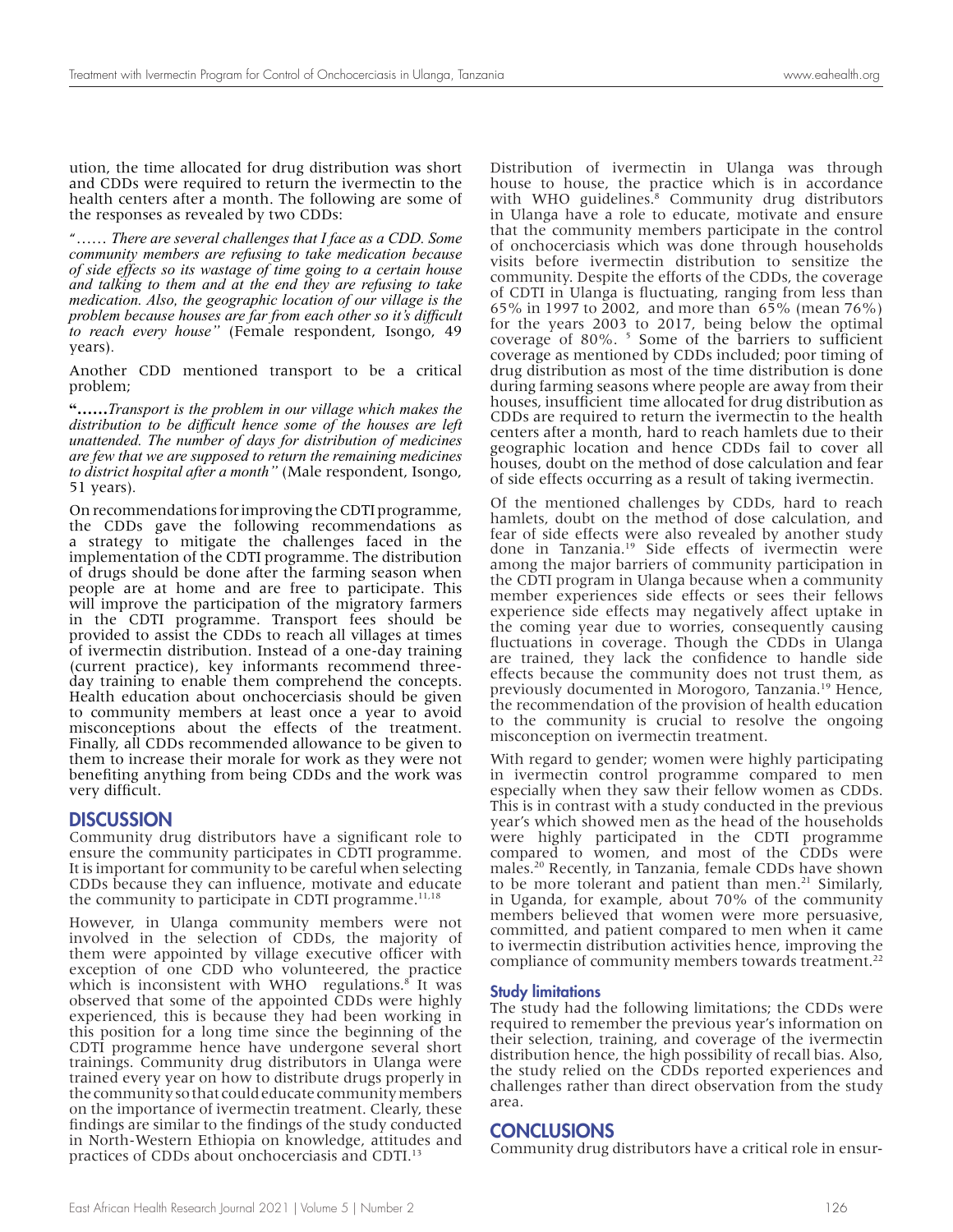ution, the time allocated for drug distribution was short and CDDs were required to return the ivermectin to the health centers after a month. The following are some of the responses as revealed by two CDDs:

*"…… There are several challenges that I face as a CDD. Some community members are refusing to take medication because of side effects so its wastage of time going to a certain house and talking to them and at the end they are refusing to take medication. Also, the geographic location of our village is the problem because houses are far from each other so it's difficult to reach every house"* (Female respondent, Isongo, 49 years).

Another CDD mentioned transport to be a critical problem;

**"……***Transport is the problem in our village which makes the distribution to be difficult hence some of the houses are left unattended. The number of days for distribution of medicines are few that we are supposed to return the remaining medicines to district hospital after a month"* (Male respondent, Isongo, 51 years).

On recommendations for improving the CDTI programme, the CDDs gave the following recommendations as a strategy to mitigate the challenges faced in the implementation of the CDTI programme. The distribution of drugs should be done after the farming season when people are at home and are free to participate. This will improve the participation of the migratory farmers in the CDTI programme. Transport fees should be provided to assist the CDDs to reach all villages at times of ivermectin distribution. Instead of a one-day training (current practice), key informants recommend three-day training to enable them comprehend the concepts. Health education about onchocerciasis should be given to community members at least once a year to avoid misconceptions about the effects of the treatment. Finally, all CDDs recommended allowance to be given to them to increase their morale for work as they were not benefiting anything from being CDDs and the work was very difficult.

## DISCUSSION

Community drug distributors have a significant role to ensure the community participates in CDTI programme. It is important for community to be careful when selecting CDDs because they can influence, motivate and educate the community to participate in CDTI programme.[11,18]

However, in Ulanga community members were not involved in the selection of CDDs, the majority of them were appointed by village executive officer with exception of one CDD who volunteered, the practice which is inconsistent with WHO regulations.[8] It was observed that some of the appointed CDDs were highly experienced, this is because they had been working in this position for a long time since the beginning of the CDTI programme hence have undergone several short trainings. Community drug distributors in Ulanga were trained every year on how to distribute drugs properly in the community so that could educate community members on the importance of ivermectin treatment. Clearly, these findings are similar to the findings of the study conducted in North-Western Ethiopia on knowledge, attitudes and practices of CDDs about onchocerciasis and CDTI.[13]

Distribution of ivermectin in Ulanga was through house to house, the practice which is in accordance with WHO guidelines.[8] Community drug distributors in Ulanga have a role to educate, motivate and ensure that the community members participate in the control of onchocerciasis which was done through households visits before ivermectin distribution to sensitize the community. Despite the efforts of the CDDs, the coverage of CDTI in Ulanga is fluctuating, ranging from less than 65% in 1997 to 2002, and more than 65% (mean 76%) for the years 2003 to 2017, being below the optimal coverage of 80%.[5] Some of the barriers to sufficient coverage as mentioned by CDDs included; poor timing of drug distribution as most of the time distribution is done during farming seasons where people are away from their houses, insufficient time allocated for drug distribution as CDDs are required to return the ivermectin to the health centers after a month, hard to reach hamlets due to their geographic location and hence CDDs fail to cover all houses, doubt on the method of dose calculation and fear of side effects occurring as a result of taking ivermectin.

Of the mentioned challenges by CDDs, hard to reach hamlets, doubt on the method of dose calculation, and fear of side effects were also revealed by another study done in Tanzania.[19] Side effects of ivermectin were among the major barriers of community participation in the CDTI program in Ulanga because when a community member experiences side effects or sees their fellows experience side effects may negatively affect uptake in the coming year due to worries, consequently causing fluctuations in coverage. Though the CDDs in Ulanga are trained, they lack the confidence to handle side effects because the community does not trust them, as previously documented in Morogoro, Tanzania.[19] Hence, the recommendation of the provision of health education to the community is crucial to resolve the ongoing misconception on ivermectin treatment.

With regard to gender; women were highly participating in ivermectin control programme compared to men especially when they saw their fellow women as CDDs. This is in contrast with a study conducted in the previous year's which showed men as the head of the households were highly participated in the CDTI programme compared to women, and most of the CDDs were males.[20] Recently, in Tanzania, female CDDs have shown to be more tolerant and patient than men.[21] Similarly, in Uganda, for example, about 70% of the community members believed that women were more persuasive, committed, and patient compared to men when it came to ivermectin distribution activities hence, improving the compliance of community members towards treatment.[22]

### Study limitations

The study had the following limitations; the CDDs were required to remember the previous year's information on their selection, training, and coverage of the ivermectin distribution hence, the high possibility of recall bias. Also, the study relied on the CDDs reported experiences and challenges rather than direct observation from the study area.

## CONCLUSIONS

Community drug distributors have a critical role in ensur-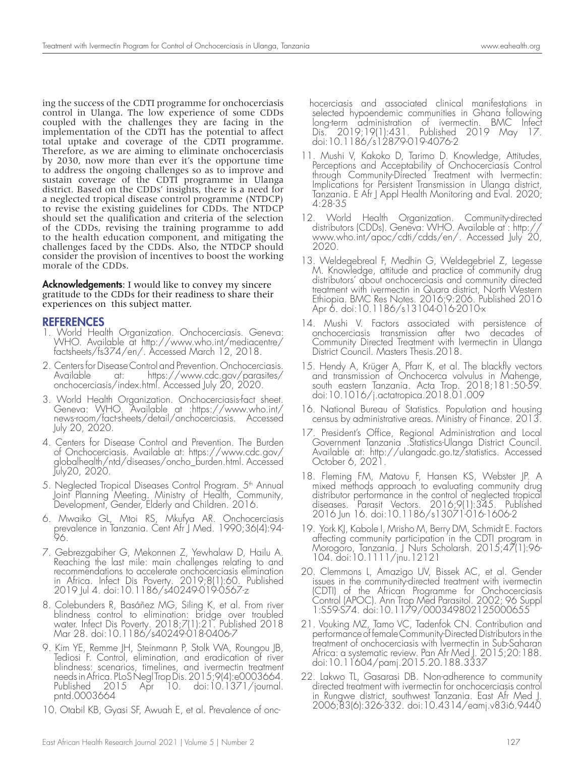ing the success of the CDTI programme for onchocerciasis control in Ulanga. The low experience of some CDDs coupled with the challenges they are facing in the implementation of the CDTI has the potential to affect total uptake and coverage of the CDTI programme. Therefore, as we are aiming to eliminate onchocerciasis by 2030, now more than ever it's the opportune time to address the ongoing challenges so as to improve and sustain coverage of the CDTI programme in Ulanga district. Based on the CDDs' insights, there is a need for a neglected tropical disease control programme (NTDCP) to revise the existing guidelines for CDDs. The NTDCP should set the qualification and criteria of the selection of the CDDs, revising the training programme to add to the health education component, and mitigating the challenges faced by the CDDs. Also, the NTDCP should consider the provision of incentives to boost the working morale of the CDDs.

**Acknowledgements**: I would like to convey my sincere gratitude to the CDDs for their readiness to share their experiences on this subject matter.

## REFERENCES

1. World Health Organization. Onchocerciasis. Geneva: WHO. Available at http://www.who.int/mediacentre/factsheets/fs374/en/. Accessed March 12, 2018.
2. Centers for Disease Control and Prevention. Onchocerciasis. Available at: https://www.cdc.gov/parasites/onchocerciasis/index.html. Accessed July 20, 2020.
3. World Health Organization. Onchocerciasis-fact sheet. Geneva: WHO. Available at :https://www.who.int/news-room/fact-sheets/detail/onchocerciasis. Accessed July 20, 2020.
4. Centers for Disease Control and Prevention. The Burden of Onchocerciasis. Available at: https://www.cdc.gov/globalhealth/ntd/diseases/oncho_burden.html. Accessed July20, 2020.
5. Neglected Tropical Diseases Control Program. 5th Annual Joint Planning Meeting. Ministry of Health, Community, Development, Gender, Elderly and Children. 2016.
6. Mwaiko GL, Mtoi RS, Mkufya AR. Onchocerciasis prevalence in Tanzania. Cent Afr J Med. 1990;36(4):94-96.
7. Gebrezgabiher G, Mekonnen Z, Yewhalaw D, Hailu A. Reaching the last mile: main challenges relating to and recommendations to accelerate onchocerciasis elimination in Africa. Infect Dis Poverty. 2019;8(1):60. Published 2019 Jul 4. doi:10.1186/s40249-019-0567-z
8. Colebunders R, Basáñez MG, Siling K, et al. From river blindness control to elimination: bridge over troubled water. Infect Dis Poverty. 2018;7(1):21. Published 2018 Mar 28. doi:10.1186/s40249-018-0406-7
9. Kim YE, Remme JH, Steinmann P, Stolk WA, Roungou JB, Tediosi F. Control, elimination, and eradication of river blindness: scenarios, timelines, and ivermectin treatment needs in Africa. PLoS Negl Trop Dis. 2015;9(4):e0003664. Published 2015 Apr 10. doi:10.1371/journal.pntd.0003664
10. Otabil KB, Gyasi SF, Awuah E, et al. Prevalence of onchocerciasis and associated clinical manifestations in selected hypoendemic communities in Ghana following long-term administration of ivermectin. BMC Infect Dis. 2019;19(1):431. Published 2019 May 17. doi:10.1186/s12879-019-4076-2
11. Mushi V, Kakoko D, Tarimo D. Knowledge, Attitudes, Perceptions and Acceptability of Onchocerciasis Control through Community-Directed Treatment with Ivermectin: Implications for Persistent Transmission in Ulanga district, Tanzania. E Afr J Appl Health Monitoring and Eval. 2020; 4:28-35
12. World Health Organization. Community-directed distributors (CDDs). Geneva: WHO. Available at : http://www.who.int/apoc/cdti/cdds/en/. Accessed July 20, 2020.
13. Weldegebreal F, Medhin G, Weldegebriel Z, Legesse M. Knowledge, attitude and practice of community drug distributors' about onchocerciasis and community directed treatment with ivermectin in Quara district, North Western Ethiopia. BMC Res Notes. 2016;9:206. Published 2016 Apr 6. doi:10.1186/s13104-016-2010-x
14. Mushi V. Factors associated with persistence of onchocerciasis transmission after two decades of Community Directed Treatment with Ivermectin in Ulanga District Council. Masters Thesis.2018.
15. Hendy A, Krüger A, Pfarr K, et al. The blackfly vectors and transmission of Onchocerca volvulus in Mahenge, south eastern Tanzania. Acta Trop. 2018;181:50-59. doi:10.1016/j.actatropica.2018.01.009
16. National Bureau of Statistics. Population and housing census by administrative areas. Ministry of Finance. 2013.
17. President's Office, Regional Administration and Local Government Tanzania .Statistics-Ulanga District Council. Available at: http://ulangadc.go.tz/statistics. Accessed October 6, 2021.
18. Fleming FM, Matovu F, Hansen KS, Webster JP. A mixed methods approach to evaluating community drug distributor performance in the control of neglected tropical diseases. Parasit Vectors. 2016;9(1):345. Published 2016 Jun 16. doi:10.1186/s13071-016-1606-2
19. York KJ, Kabole I, Mrisho M, Berry DM, Schmidt E. Factors affecting community participation in the CDTI program in Morogoro, Tanzania. J Nurs Scholarsh. 2015;47(1):96-104. doi:10.1111/jnu.12121
20. Clemmons L, Amazigo UV, Bissek AC, et al. Gender issues in the community-directed treatment with ivermectin (CDTI) of the African Programme for Onchocerciasis Control (APOC). Ann Trop Med Parasitol. 2002; 96 Suppl 1:S59-S74. doi:10.1179/000349802125000655
21. Vouking MZ, Tamo VC, Tadenfok CN. Contribution and performance of female Community-Directed Distributors in the treatment of onchocerciasis with Ivermectin in Sub-Saharan Africa: a systematic review. Pan Afr Med J. 2015;20:188. doi:10.11604/pamj.2015.20.188.3337
22. Lakwo TL, Gasarasi DB. Non-adherence to community directed treatment with ivermectin for onchocerciasis control in Rungwe district, southwest Tanzania. East Afr Med J. 2006;83(6):326-332. doi:10.4314/eamj.v83i6.9440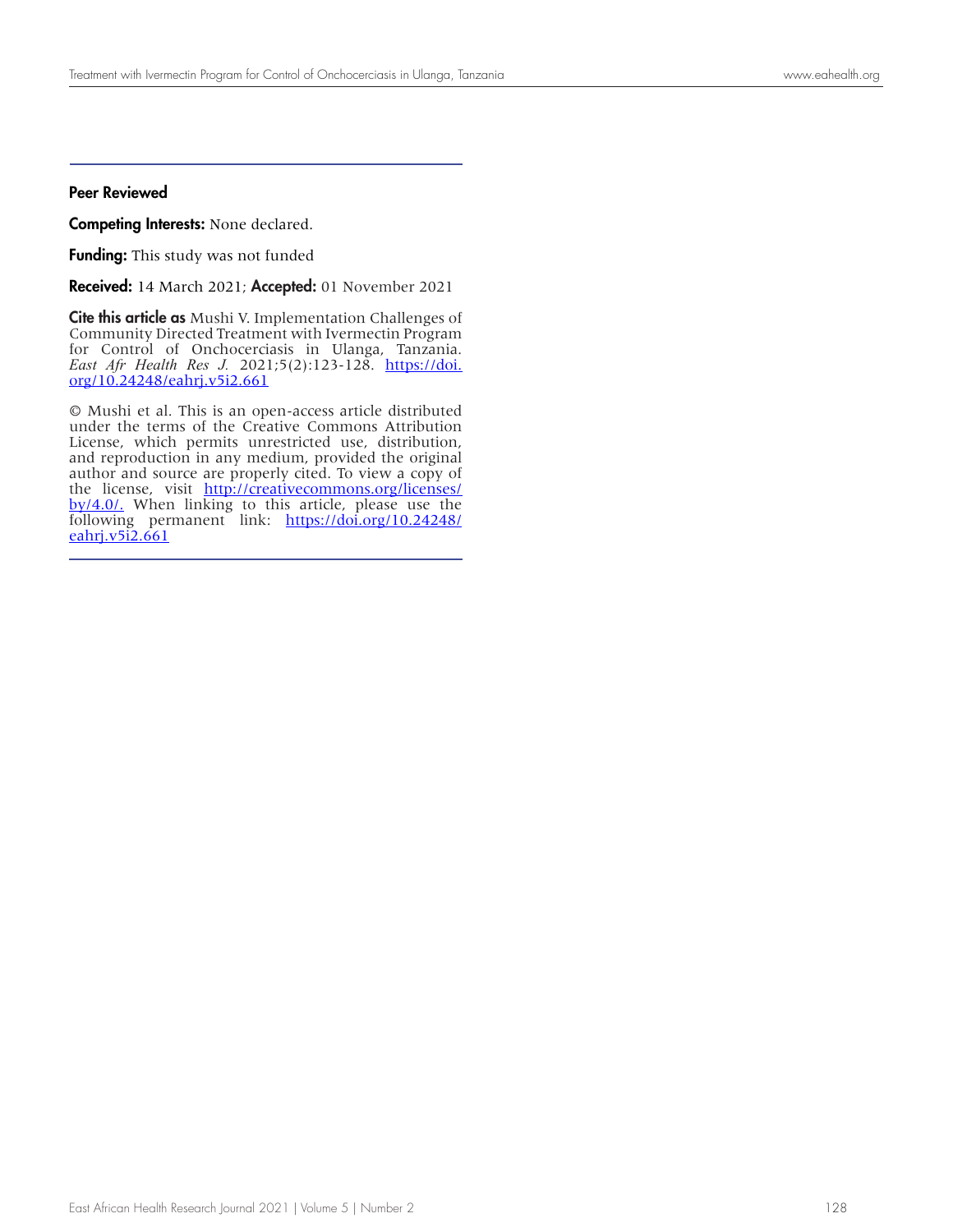**Peer Reviewed**

**Competing Interests:** None declared.

**Funding:** This study was not funded

**Received:** 14 March 2021; **Accepted:** 01 November 2021

**Cite this article as** Mushi V. Implementation Challenges of Community Directed Treatment with Ivermectin Program for Control of Onchocerciasis in Ulanga, Tanzania. *East Afr Health Res J.* 2021;5(2):123-128. https://doi.org/10.24248/eahrj.v5i2.661

© Mushi et al. This is an open-access article distributed under the terms of the Creative Commons Attribution License, which permits unrestricted use, distribution, and reproduction in any medium, provided the original author and source are properly cited. To view a copy of the license, visit http://creativecommons.org/licenses/by/4.0/. When linking to this article, please use the following permanent link: https://doi.org/10.24248/eahrj.v5i2.661